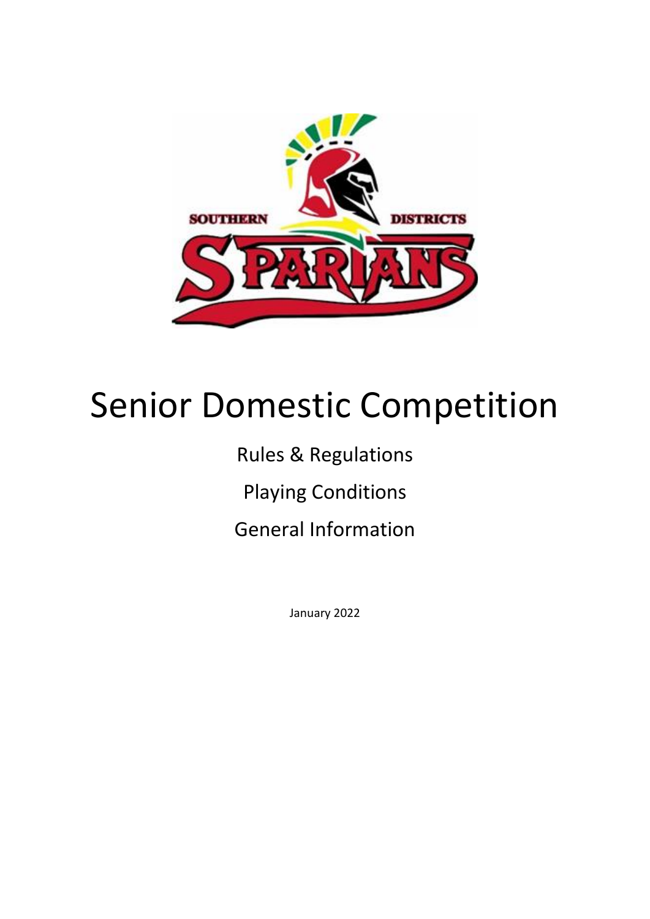# Senior Domestic Competition

Rules & Regulations

Playing Conditions

General Information

January 2022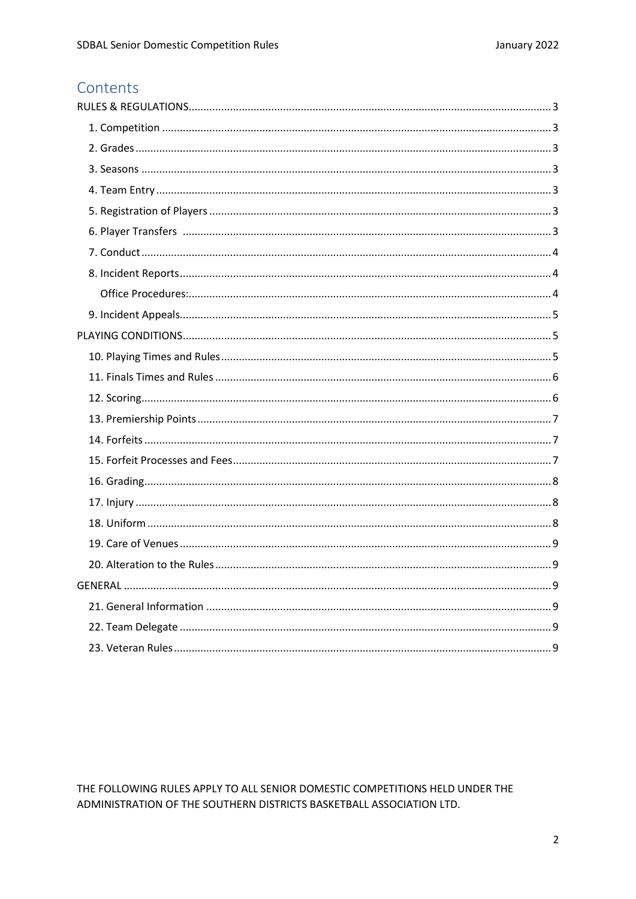# Contents

- RULES & REGULATIONS ..... 3
  - 1. Competition ..... 3
  - 2. Grades ..... 3
  - 3. Seasons ..... 3
  - 4. Team Entry ..... 3
  - 5. Registration of Players ..... 3
  - 6. Player Transfers ..... 3
  - 7. Conduct ..... 4
  - 8. Incident Reports ..... 4
    - Office Procedures: ..... 4
  - 9. Incident Appeals ..... 5
- PLAYING CONDITIONS ..... 5
  - 10. Playing Times and Rules ..... 5
  - 11. Finals Times and Rules ..... 6
  - 12. Scoring ..... 6
  - 13. Premiership Points ..... 7
  - 14. Forfeits ..... 7
  - 15. Forfeit Processes and Fees ..... 7
  - 16. Grading ..... 8
  - 17. Injury ..... 8
  - 18. Uniform ..... 8
  - 19. Care of Venues ..... 9
  - 20. Alteration to the Rules ..... 9
- GENERAL ..... 9
  - 21. General Information ..... 9
  - 22. Team Delegate ..... 9
  - 23. Veteran Rules ..... 9

THE FOLLOWING RULES APPLY TO ALL SENIOR DOMESTIC COMPETITIONS HELD UNDER THE ADMINISTRATION OF THE SOUTHERN DISTRICTS BASKETBALL ASSOCIATION LTD.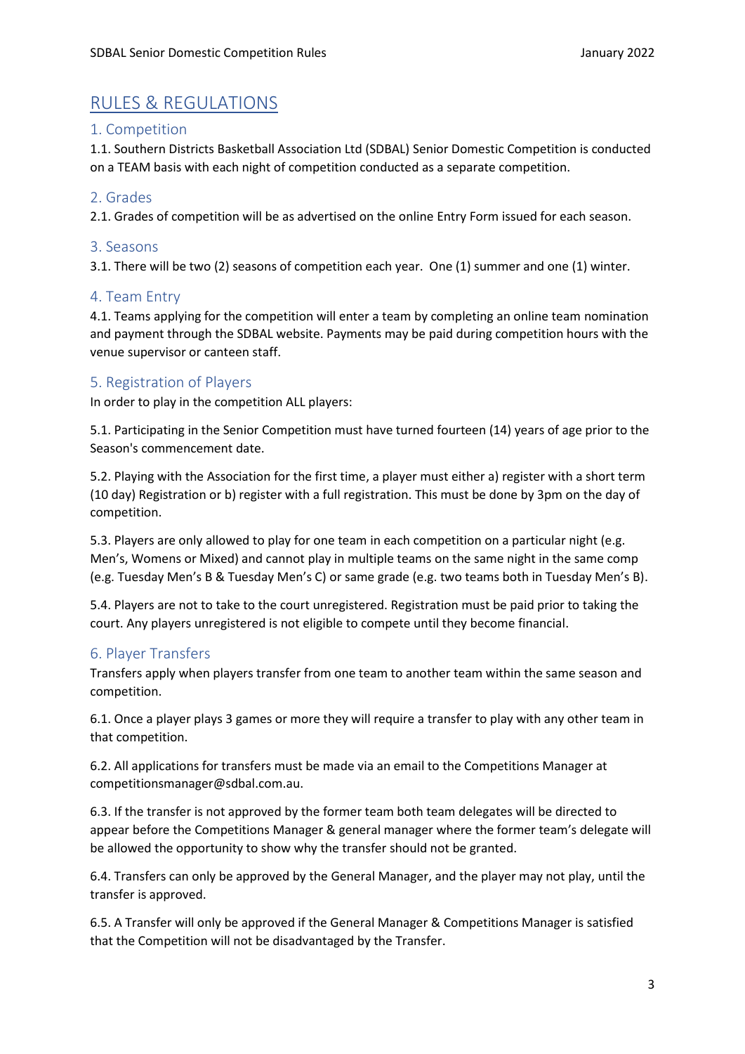# RULES & REGULATIONS

## 1. Competition

1.1. Southern Districts Basketball Association Ltd (SDBAL) Senior Domestic Competition is conducted on a TEAM basis with each night of competition conducted as a separate competition.

## 2. Grades

2.1. Grades of competition will be as advertised on the online Entry Form issued for each season.

## 3. Seasons

3.1. There will be two (2) seasons of competition each year. One (1) summer and one (1) winter.

## 4. Team Entry

4.1. Teams applying for the competition will enter a team by completing an online team nomination and payment through the SDBAL website. Payments may be paid during competition hours with the venue supervisor or canteen staff.

## 5. Registration of Players

In order to play in the competition ALL players:

5.1. Participating in the Senior Competition must have turned fourteen (14) years of age prior to the Season's commencement date.

5.2. Playing with the Association for the first time, a player must either a) register with a short term (10 day) Registration or b) register with a full registration. This must be done by 3pm on the day of competition.

5.3. Players are only allowed to play for one team in each competition on a particular night (e.g. Men's, Womens or Mixed) and cannot play in multiple teams on the same night in the same comp (e.g. Tuesday Men's B & Tuesday Men's C) or same grade (e.g. two teams both in Tuesday Men's B).

5.4. Players are not to take to the court unregistered. Registration must be paid prior to taking the court. Any players unregistered is not eligible to compete until they become financial.

## 6. Player Transfers

Transfers apply when players transfer from one team to another team within the same season and competition.

6.1. Once a player plays 3 games or more they will require a transfer to play with any other team in that competition.

6.2. All applications for transfers must be made via an email to the Competitions Manager at competitionsmanager@sdbal.com.au.

6.3. If the transfer is not approved by the former team both team delegates will be directed to appear before the Competitions Manager & general manager where the former team's delegate will be allowed the opportunity to show why the transfer should not be granted.

6.4. Transfers can only be approved by the General Manager, and the player may not play, until the transfer is approved.

6.5. A Transfer will only be approved if the General Manager & Competitions Manager is satisfied that the Competition will not be disadvantaged by the Transfer.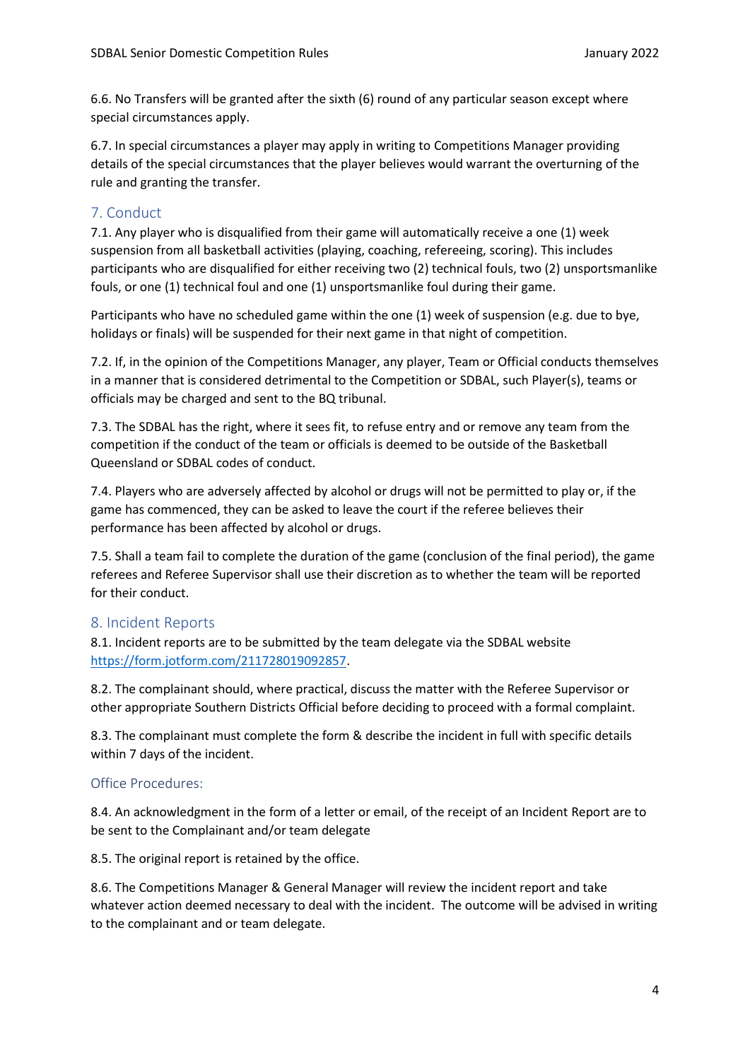6.6. No Transfers will be granted after the sixth (6) round of any particular season except where special circumstances apply.

6.7. In special circumstances a player may apply in writing to Competitions Manager providing details of the special circumstances that the player believes would warrant the overturning of the rule and granting the transfer.

## 7. Conduct

7.1. Any player who is disqualified from their game will automatically receive a one (1) week suspension from all basketball activities (playing, coaching, refereeing, scoring). This includes participants who are disqualified for either receiving two (2) technical fouls, two (2) unsportsmanlike fouls, or one (1) technical foul and one (1) unsportsmanlike foul during their game.

Participants who have no scheduled game within the one (1) week of suspension (e.g. due to bye, holidays or finals) will be suspended for their next game in that night of competition.

7.2. If, in the opinion of the Competitions Manager, any player, Team or Official conducts themselves in a manner that is considered detrimental to the Competition or SDBAL, such Player(s), teams or officials may be charged and sent to the BQ tribunal.

7.3. The SDBAL has the right, where it sees fit, to refuse entry and or remove any team from the competition if the conduct of the team or officials is deemed to be outside of the Basketball Queensland or SDBAL codes of conduct.

7.4. Players who are adversely affected by alcohol or drugs will not be permitted to play or, if the game has commenced, they can be asked to leave the court if the referee believes their performance has been affected by alcohol or drugs.

7.5. Shall a team fail to complete the duration of the game (conclusion of the final period), the game referees and Referee Supervisor shall use their discretion as to whether the team will be reported for their conduct.

## 8. Incident Reports

8.1. Incident reports are to be submitted by the team delegate via the SDBAL website https://form.jotform.com/211728019092857.

8.2. The complainant should, where practical, discuss the matter with the Referee Supervisor or other appropriate Southern Districts Official before deciding to proceed with a formal complaint.

8.3. The complainant must complete the form & describe the incident in full with specific details within 7 days of the incident.

### Office Procedures:

8.4. An acknowledgment in the form of a letter or email, of the receipt of an Incident Report are to be sent to the Complainant and/or team delegate

8.5. The original report is retained by the office.

8.6. The Competitions Manager & General Manager will review the incident report and take whatever action deemed necessary to deal with the incident. The outcome will be advised in writing to the complainant and or team delegate.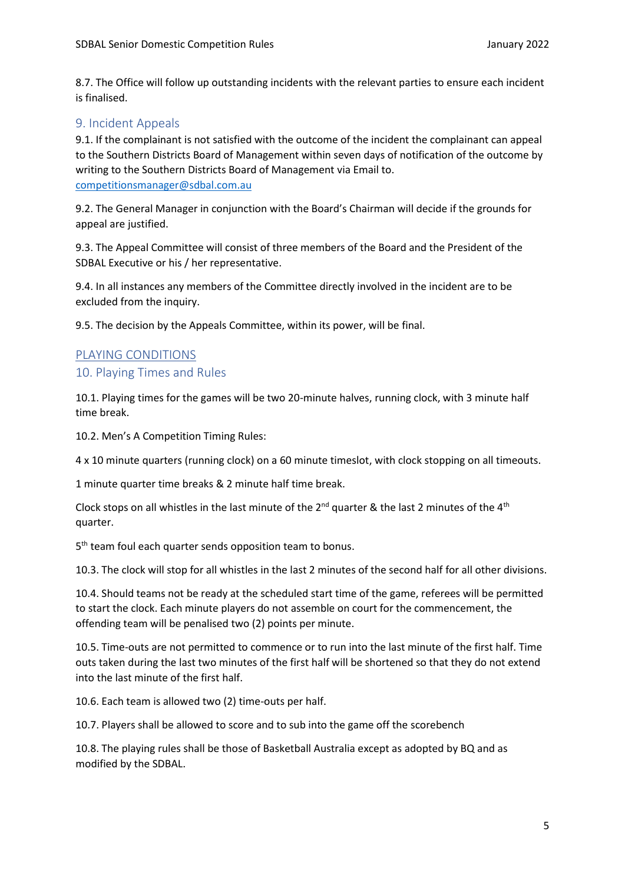8.7. The Office will follow up outstanding incidents with the relevant parties to ensure each incident is finalised.

## 9. Incident Appeals

9.1. If the complainant is not satisfied with the outcome of the incident the complainant can appeal to the Southern Districts Board of Management within seven days of notification of the outcome by writing to the Southern Districts Board of Management via Email to. competitionsmanager@sdbal.com.au

9.2. The General Manager in conjunction with the Board's Chairman will decide if the grounds for appeal are justified.

9.3. The Appeal Committee will consist of three members of the Board and the President of the SDBAL Executive or his / her representative.

9.4. In all instances any members of the Committee directly involved in the incident are to be excluded from the inquiry.

9.5. The decision by the Appeals Committee, within its power, will be final.

# PLAYING CONDITIONS

## 10. Playing Times and Rules

10.1. Playing times for the games will be two 20-minute halves, running clock, with 3 minute half time break.

10.2. Men's A Competition Timing Rules:

4 x 10 minute quarters (running clock) on a 60 minute timeslot, with clock stopping on all timeouts.

1 minute quarter time breaks & 2 minute half time break.

Clock stops on all whistles in the last minute of the 2nd quarter & the last 2 minutes of the 4th quarter.

5th team foul each quarter sends opposition team to bonus.

10.3. The clock will stop for all whistles in the last 2 minutes of the second half for all other divisions.

10.4. Should teams not be ready at the scheduled start time of the game, referees will be permitted to start the clock. Each minute players do not assemble on court for the commencement, the offending team will be penalised two (2) points per minute.

10.5. Time-outs are not permitted to commence or to run into the last minute of the first half. Time outs taken during the last two minutes of the first half will be shortened so that they do not extend into the last minute of the first half.

10.6. Each team is allowed two (2) time-outs per half.

10.7. Players shall be allowed to score and to sub into the game off the scorebench

10.8. The playing rules shall be those of Basketball Australia except as adopted by BQ and as modified by the SDBAL.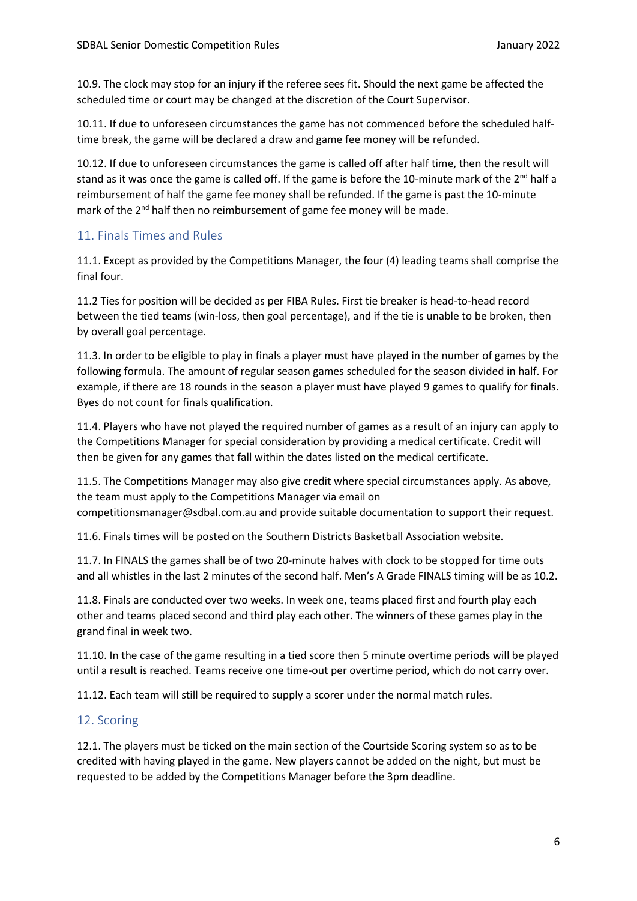10.9. The clock may stop for an injury if the referee sees fit. Should the next game be affected the scheduled time or court may be changed at the discretion of the Court Supervisor.

10.11. If due to unforeseen circumstances the game has not commenced before the scheduled half-time break, the game will be declared a draw and game fee money will be refunded.

10.12. If due to unforeseen circumstances the game is called off after half time, then the result will stand as it was once the game is called off. If the game is before the 10-minute mark of the 2nd half a reimbursement of half the game fee money shall be refunded. If the game is past the 10-minute mark of the 2nd half then no reimbursement of game fee money will be made.

## 11. Finals Times and Rules

11.1. Except as provided by the Competitions Manager, the four (4) leading teams shall comprise the final four.

11.2 Ties for position will be decided as per FIBA Rules. First tie breaker is head-to-head record between the tied teams (win-loss, then goal percentage), and if the tie is unable to be broken, then by overall goal percentage.

11.3. In order to be eligible to play in finals a player must have played in the number of games by the following formula. The amount of regular season games scheduled for the season divided in half. For example, if there are 18 rounds in the season a player must have played 9 games to qualify for finals. Byes do not count for finals qualification.

11.4. Players who have not played the required number of games as a result of an injury can apply to the Competitions Manager for special consideration by providing a medical certificate. Credit will then be given for any games that fall within the dates listed on the medical certificate.

11.5. The Competitions Manager may also give credit where special circumstances apply. As above, the team must apply to the Competitions Manager via email on competitionsmanager@sdbal.com.au and provide suitable documentation to support their request.

11.6. Finals times will be posted on the Southern Districts Basketball Association website.

11.7. In FINALS the games shall be of two 20-minute halves with clock to be stopped for time outs and all whistles in the last 2 minutes of the second half. Men's A Grade FINALS timing will be as 10.2.

11.8. Finals are conducted over two weeks. In week one, teams placed first and fourth play each other and teams placed second and third play each other. The winners of these games play in the grand final in week two.

11.10. In the case of the game resulting in a tied score then 5 minute overtime periods will be played until a result is reached. Teams receive one time-out per overtime period, which do not carry over.

11.12. Each team will still be required to supply a scorer under the normal match rules.

## 12. Scoring

12.1. The players must be ticked on the main section of the Courtside Scoring system so as to be credited with having played in the game. New players cannot be added on the night, but must be requested to be added by the Competitions Manager before the 3pm deadline.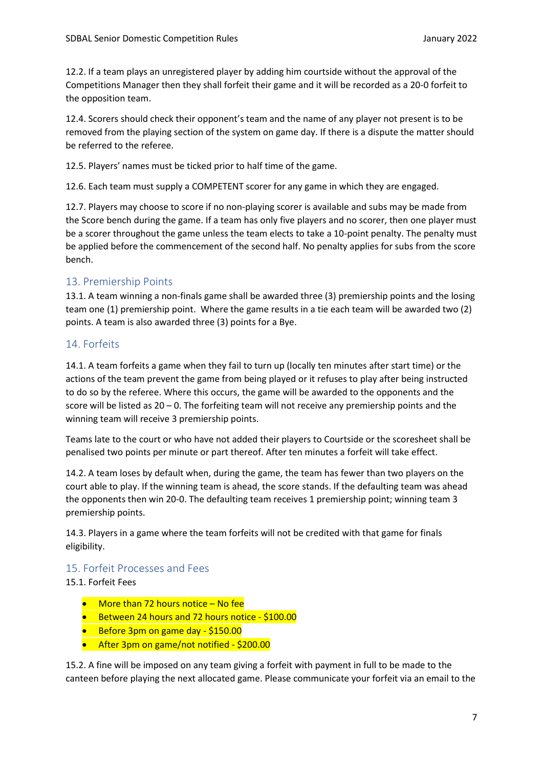12.2. If a team plays an unregistered player by adding him courtside without the approval of the Competitions Manager then they shall forfeit their game and it will be recorded as a 20-0 forfeit to the opposition team.

12.4. Scorers should check their opponent's team and the name of any player not present is to be removed from the playing section of the system on game day. If there is a dispute the matter should be referred to the referee.

12.5. Players' names must be ticked prior to half time of the game.

12.6. Each team must supply a COMPETENT scorer for any game in which they are engaged.

12.7. Players may choose to score if no non-playing scorer is available and subs may be made from the Score bench during the game. If a team has only five players and no scorer, then one player must be a scorer throughout the game unless the team elects to take a 10-point penalty. The penalty must be applied before the commencement of the second half. No penalty applies for subs from the score bench.

## 13. Premiership Points

13.1. A team winning a non-finals game shall be awarded three (3) premiership points and the losing team one (1) premiership point. Where the game results in a tie each team will be awarded two (2) points. A team is also awarded three (3) points for a Bye.

## 14. Forfeits

14.1. A team forfeits a game when they fail to turn up (locally ten minutes after start time) or the actions of the team prevent the game from being played or it refuses to play after being instructed to do so by the referee. Where this occurs, the game will be awarded to the opponents and the score will be listed as 20 – 0. The forfeiting team will not receive any premiership points and the winning team will receive 3 premiership points.

Teams late to the court or who have not added their players to Courtside or the scoresheet shall be penalised two points per minute or part thereof. After ten minutes a forfeit will take effect.

14.2. A team loses by default when, during the game, the team has fewer than two players on the court able to play. If the winning team is ahead, the score stands. If the defaulting team was ahead the opponents then win 20-0. The defaulting team receives 1 premiership point; winning team 3 premiership points.

14.3. Players in a game where the team forfeits will not be credited with that game for finals eligibility.

## 15. Forfeit Processes and Fees

15.1. Forfeit Fees

- More than 72 hours notice – No fee
- Between 24 hours and 72 hours notice - $100.00
- Before 3pm on game day - $150.00
- After 3pm on game/not notified - $200.00

15.2. A fine will be imposed on any team giving a forfeit with payment in full to be made to the canteen before playing the next allocated game. Please communicate your forfeit via an email to the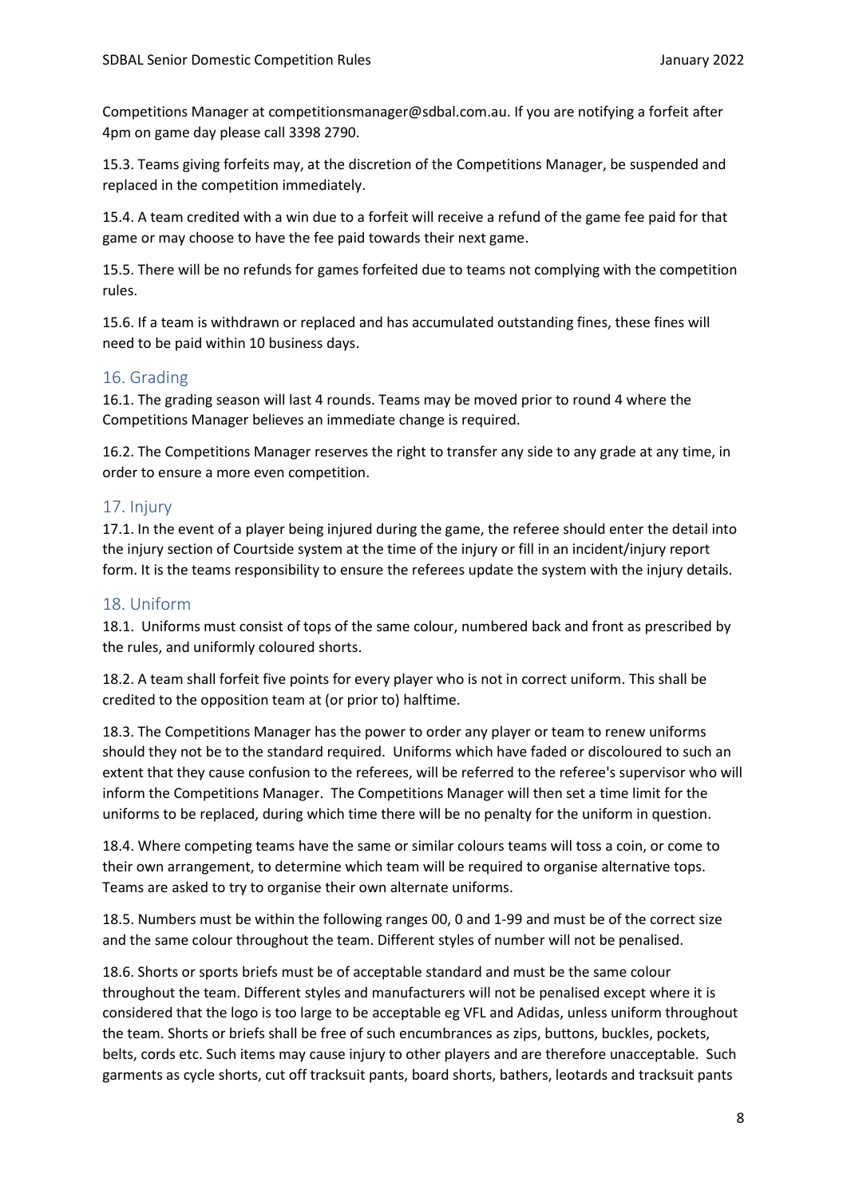Competitions Manager at competitionsmanager@sdbal.com.au. If you are notifying a forfeit after 4pm on game day please call 3398 2790.

15.3. Teams giving forfeits may, at the discretion of the Competitions Manager, be suspended and replaced in the competition immediately.

15.4. A team credited with a win due to a forfeit will receive a refund of the game fee paid for that game or may choose to have the fee paid towards their next game.

15.5. There will be no refunds for games forfeited due to teams not complying with the competition rules.

15.6. If a team is withdrawn or replaced and has accumulated outstanding fines, these fines will need to be paid within 10 business days.

## 16. Grading

16.1. The grading season will last 4 rounds. Teams may be moved prior to round 4 where the Competitions Manager believes an immediate change is required.

16.2. The Competitions Manager reserves the right to transfer any side to any grade at any time, in order to ensure a more even competition.

## 17. Injury

17.1. In the event of a player being injured during the game, the referee should enter the detail into the injury section of Courtside system at the time of the injury or fill in an incident/injury report form. It is the teams responsibility to ensure the referees update the system with the injury details.

## 18. Uniform

18.1. Uniforms must consist of tops of the same colour, numbered back and front as prescribed by the rules, and uniformly coloured shorts.

18.2. A team shall forfeit five points for every player who is not in correct uniform. This shall be credited to the opposition team at (or prior to) halftime.

18.3. The Competitions Manager has the power to order any player or team to renew uniforms should they not be to the standard required. Uniforms which have faded or discoloured to such an extent that they cause confusion to the referees, will be referred to the referee's supervisor who will inform the Competitions Manager. The Competitions Manager will then set a time limit for the uniforms to be replaced, during which time there will be no penalty for the uniform in question.

18.4. Where competing teams have the same or similar colours teams will toss a coin, or come to their own arrangement, to determine which team will be required to organise alternative tops. Teams are asked to try to organise their own alternate uniforms.

18.5. Numbers must be within the following ranges 00, 0 and 1-99 and must be of the correct size and the same colour throughout the team. Different styles of number will not be penalised.

18.6. Shorts or sports briefs must be of acceptable standard and must be the same colour throughout the team. Different styles and manufacturers will not be penalised except where it is considered that the logo is too large to be acceptable eg VFL and Adidas, unless uniform throughout the team. Shorts or briefs shall be free of such encumbrances as zips, buttons, buckles, pockets, belts, cords etc. Such items may cause injury to other players and are therefore unacceptable. Such garments as cycle shorts, cut off tracksuit pants, board shorts, bathers, leotards and tracksuit pants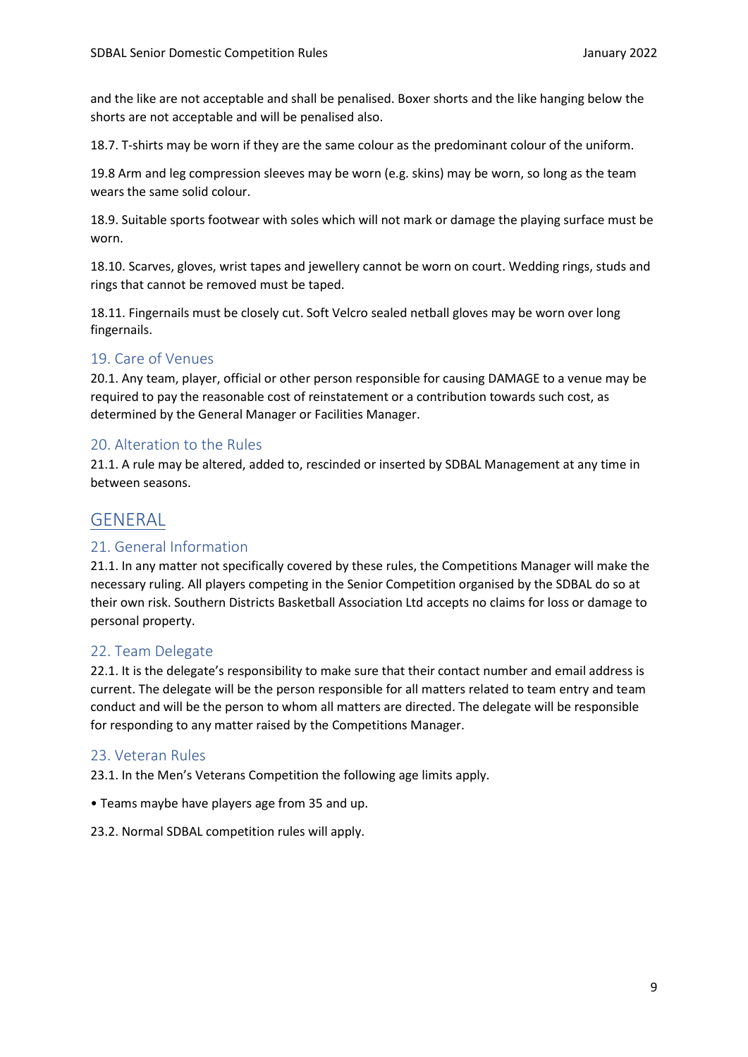and the like are not acceptable and shall be penalised. Boxer shorts and the like hanging below the shorts are not acceptable and will be penalised also.

18.7. T-shirts may be worn if they are the same colour as the predominant colour of the uniform.

19.8 Arm and leg compression sleeves may be worn (e.g. skins) may be worn, so long as the team wears the same solid colour.

18.9. Suitable sports footwear with soles which will not mark or damage the playing surface must be worn.

18.10. Scarves, gloves, wrist tapes and jewellery cannot be worn on court. Wedding rings, studs and rings that cannot be removed must be taped.

18.11. Fingernails must be closely cut. Soft Velcro sealed netball gloves may be worn over long fingernails.

### 19. Care of Venues

20.1. Any team, player, official or other person responsible for causing DAMAGE to a venue may be required to pay the reasonable cost of reinstatement or a contribution towards such cost, as determined by the General Manager or Facilities Manager.

### 20. Alteration to the Rules

21.1. A rule may be altered, added to, rescinded or inserted by SDBAL Management at any time in between seasons.

## GENERAL

### 21. General Information

21.1. In any matter not specifically covered by these rules, the Competitions Manager will make the necessary ruling. All players competing in the Senior Competition organised by the SDBAL do so at their own risk. Southern Districts Basketball Association Ltd accepts no claims for loss or damage to personal property.

### 22. Team Delegate

22.1. It is the delegate's responsibility to make sure that their contact number and email address is current. The delegate will be the person responsible for all matters related to team entry and team conduct and will be the person to whom all matters are directed. The delegate will be responsible for responding to any matter raised by the Competitions Manager.

### 23. Veteran Rules

23.1. In the Men's Veterans Competition the following age limits apply.

- Teams maybe have players age from 35 and up.

23.2. Normal SDBAL competition rules will apply.